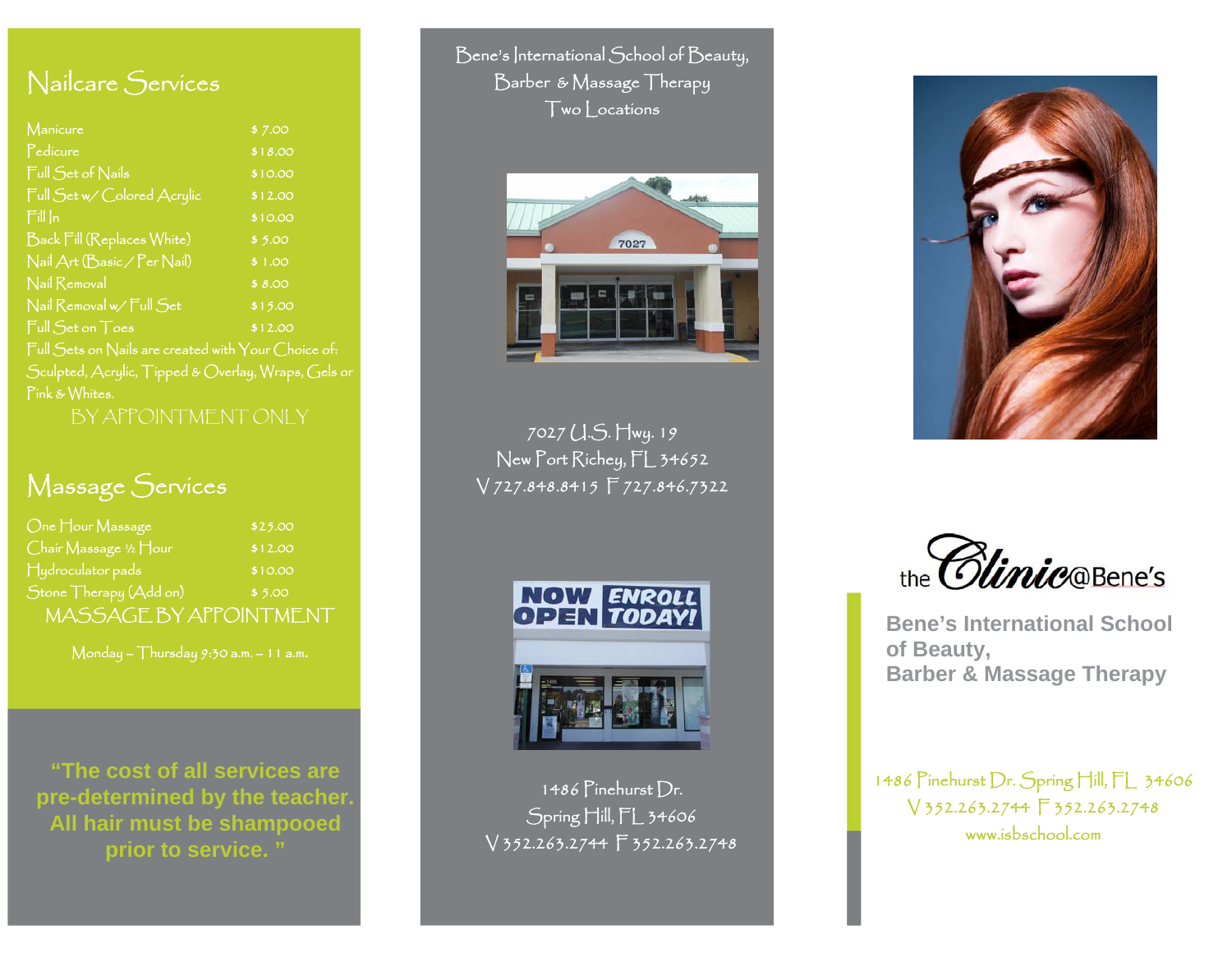## Nailcare Services

| Service | Price |
|---|---|
| Manicure | $ 7.00 |
| Pedicure | $ 18.00 |
| Full Set of Nails | $ 10.00 |
| Full Set w/ Colored Acrylic | $ 12.00 |
| Fill In | $ 10.00 |
| Back Fill (Replaces White) | $ 5.00 |
| Nail Art (Basic / Per Nail) | $ 1.00 |
| Nail Removal | $ 8.00 |
| Nail Removal w/ Full Set | $ 15.00 |
| Full Set on Toes | $ 12.00 |

Full Sets on Nails are created with Your Choice of: Sculpted, Acrylic, Tipped & Overlay, Wraps, Gels or Pink & Whites.

BY APPOINTMENT ONLY

## Massage Services

| Service | Price |
|---|---|
| One Hour Massage | $ 25.00 |
| Chair Massage ½ Hour | $ 12.00 |
| Hydroculator pads | $ 10.00 |
| Stone Therapy (Add on) | $ 5.00 |

MASSAGE BY APPOINTMENT

Monday – Thursday 9:30 a.m. – 11 a.m.

**"The cost of all services are pre-determined by the teacher. All hair must be shampooed prior to service. "**

Bene's International School of Beauty, Barber & Massage Therapy
Two Locations

7027 U.S. Hwy. 19
New Port Richey, FL 34652
V 727.848.8415 F 727.846.7322

1486 Pinehurst Dr.
Spring Hill, FL 34606
V 352.263.2744 F 352.263.2748

the Clinic@Bene's

**Bene's International School of Beauty, Barber & Massage Therapy**

1486 Pinehurst Dr. Spring Hill, FL 34606
V 352.263.2744 F 352.263.2748
www.isbschool.com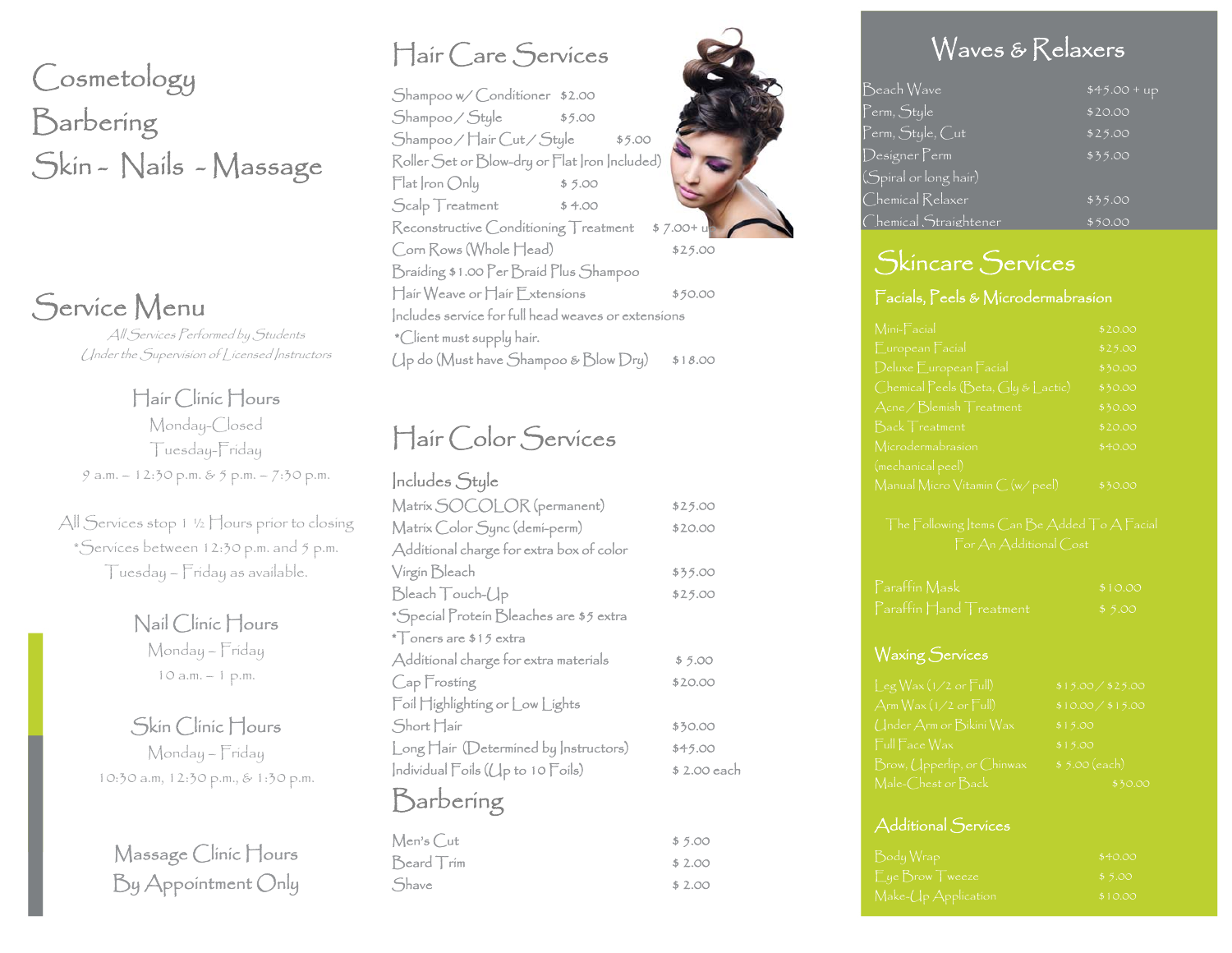# Cosmetology

# Barbering

# Skin - Nails - Massage

## Service Menu

*All Services Performed by Students*
*Under the Supervision of Licensed Instructors*

### Hair Clinic Hours

Monday-Closed
Tuesday-Friday
9 a.m. – 12:30 p.m. & 5 p.m. – 7:30 p.m.

All Services stop 1 ½ Hours prior to closing
*Services between 12:30 p.m. and 5 p.m.
Tuesday – Friday as available.

### Nail Clinic Hours

Monday – Friday
10 a.m. – 1 p.m.

### Skin Clinic Hours

Monday – Friday
10:30 a.m., 12:30 p.m., & 1:30 p.m.

### Massage Clinic Hours

By Appointment Only

## Hair Care Services

| | |
|---|---|
| Shampoo w/ Conditioner | $2.00 |
| Shampoo / Style | $5.00 |
| Shampoo / Hair Cut / Style | $5.00 |
| Roller Set or Blow-dry or Flat Iron Included) | |
| Flat Iron Only | $ 5.00 |
| Scalp Treatment | $ 4.00 |
| Reconstructive Conditioning Treatment | $ 7.00+ up |
| Corn Rows (Whole Head) | $25.00 |
| Braiding $1.00 Per Braid Plus Shampoo | |
| Hair Weave or Hair Extensions | $50.00 |
| Includes service for full head weaves or extensions | |
| *Client must supply hair. | |
| Up do (Must have Shampoo & Blow Dry) | $18.00 |

## Hair Color Services

Includes Style

| | |
|---|---|
| Matrix SOCOLOR (permanent) | $25.00 |
| Matrix Color Sync (demi-perm) | $20.00 |
| Additional charge for extra box of color | |
| Virgin Bleach | $35.00 |
| Bleach Touch-Up | $25.00 |
| *Special Protein Bleaches are $5 extra | |
| *Toners are $15 extra | |
| Additional charge for extra materials | $ 5.00 |
| Cap Frosting | $20.00 |
| Foil Highlighting or Low Lights | |
| Short Hair | $30.00 |
| Long Hair (Determined by Instructors) | $45.00 |
| Individual Foils (Up to 10 Foils) | $ 2.00 each |

## Barbering

| | |
|---|---|
| Men's Cut | $ 5.00 |
| Beard Trim | $ 2.00 |
| Shave | $ 2.00 |

## Waves & Relaxers

| | |
|---|---|
| Beach Wave | $45.00 + up |
| Perm, Style | $20.00 |
| Perm, Style, Cut | $25.00 |
| Designer Perm | $35.00 |
| (Spiral or long hair) | |
| Chemical Relaxer | $35.00 |
| Chemical Straightener | $50.00 |

## Skincare Services

### Facials, Peels & Microdermabrasion

| | |
|---|---|
| Mini-Facial | $20.00 |
| European Facial | $25.00 |
| Deluxe European Facial | $30.00 |
| Chemical Peels (Beta, Gly & Lactic) | $30.00 |
| Acne / Blemish Treatment | $30.00 |
| Back Treatment | $20.00 |
| Microdermabrasion | $40.00 |
| (mechanical peel) | |
| Manual Micro Vitamin C (w/ peel) | $30.00 |

The Following Items Can Be Added To A Facial For An Additional Cost

| | |
|---|---|
| Paraffin Mask | $10.00 |
| Paraffin Hand Treatment | $ 5.00 |

### Waxing Services

| | |
|---|---|
| Leg Wax (1/2 or Full) | $15.00 / $25.00 |
| Arm Wax (1/2 or Full) | $10.00 / $15.00 |
| Under Arm or Bikini Wax | $15.00 |
| Full Face Wax | $15.00 |
| Brow, Upperlip, or Chinwax | $ 5.00 (each) |
| Male-Chest or Back | $30.00 |

### Additional Services

| | |
|---|---|
| Body Wrap | $40.00 |
| Eye Brow Tweeze | $ 5.00 |
| Make-Up Application | $10.00 |